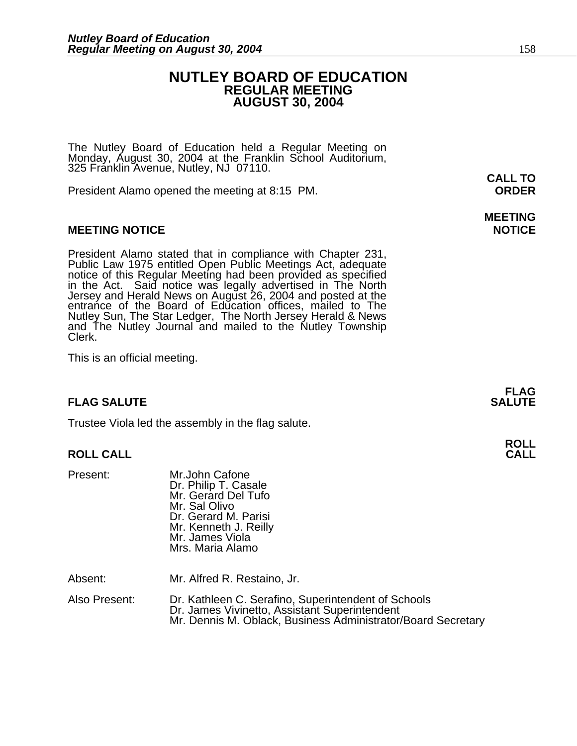# NUTLEY BOARD OF EDUCATION
## REGULAR MEETING
## AUGUST 30, 2004

The Nutley Board of Education held a Regular Meeting on Monday, August 30, 2004 at the Franklin School Auditorium, 325 Franklin Avenue, Nutley, NJ 07110.

**CALL TO ORDER**

President Alamo opened the meeting at 8:15 PM.

**MEETING NOTICE**

### MEETING NOTICE

President Alamo stated that in compliance with Chapter 231, Public Law 1975 entitled Open Public Meetings Act, adequate notice of this Regular Meeting had been provided as specified in the Act. Said notice was legally advertised in The North Jersey and Herald News on August 26, 2004 and posted at the entrance of the Board of Education offices, mailed to The Nutley Sun, The Star Ledger, The North Jersey Herald & News and The Nutley Journal and mailed to the Nutley Township Clerk.

This is an official meeting.

**FLAG SALUTE**

### FLAG SALUTE

Trustee Viola led the assembly in the flag salute.

**ROLL CALL**

### ROLL CALL

Present: Mr.John Cafone
Dr. Philip T. Casale
Mr. Gerard Del Tufo
Mr. Sal Olivo
Dr. Gerard M. Parisi
Mr. Kenneth J. Reilly
Mr. James Viola
Mrs. Maria Alamo

Absent: Mr. Alfred R. Restaino, Jr.

Also Present: Dr. Kathleen C. Serafino, Superintendent of Schools
Dr. James Vivinetto, Assistant Superintendent
Mr. Dennis M. Oblack, Business Administrator/Board Secretary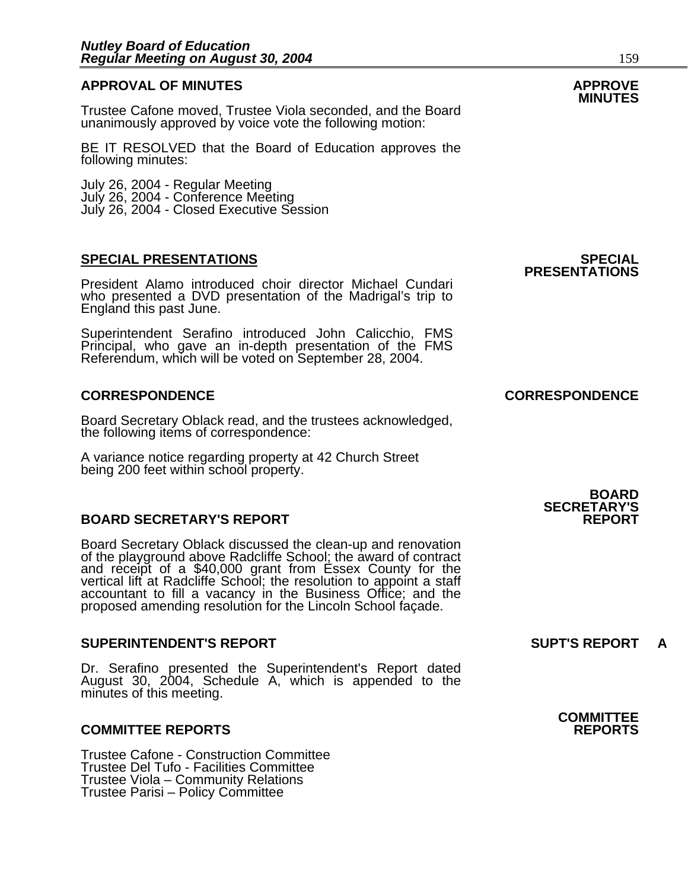## APPROVAL OF MINUTES

**APPROVE MINUTES**

Trustee Cafone moved, Trustee Viola seconded, and the Board unanimously approved by voice vote the following motion:

BE IT RESOLVED that the Board of Education approves the following minutes:

July 26, 2004 - Regular Meeting
July 26, 2004 - Conference Meeting
July 26, 2004 - Closed Executive Session

## SPECIAL PRESENTATIONS

**SPECIAL PRESENTATIONS**

President Alamo introduced choir director Michael Cundari who presented a DVD presentation of the Madrigal's trip to England this past June.

Superintendent Serafino introduced John Calicchio, FMS Principal, who gave an in-depth presentation of the FMS Referendum, which will be voted on September 28, 2004.

## CORRESPONDENCE

**CORRESPONDENCE**

Board Secretary Oblack read, and the trustees acknowledged, the following items of correspondence:

A variance notice regarding property at 42 Church Street being 200 feet within school property.

## BOARD SECRETARY'S REPORT

**BOARD SECRETARY'S REPORT**

Board Secretary Oblack discussed the clean-up and renovation of the playground above Radcliffe School; the award of contract and receipt of a $40,000 grant from Essex County for the vertical lift at Radcliffe School; the resolution to appoint a staff accountant to fill a vacancy in the Business Office; and the proposed amending resolution for the Lincoln School façade.

## SUPERINTENDENT'S REPORT

**SUPT'S REPORT A**

Dr. Serafino presented the Superintendent's Report dated August 30, 2004, Schedule A, which is appended to the minutes of this meeting.

## COMMITTEE REPORTS

**COMMITTEE REPORTS**

Trustee Cafone - Construction Committee
Trustee Del Tufo - Facilities Committee
Trustee Viola – Community Relations
Trustee Parisi – Policy Committee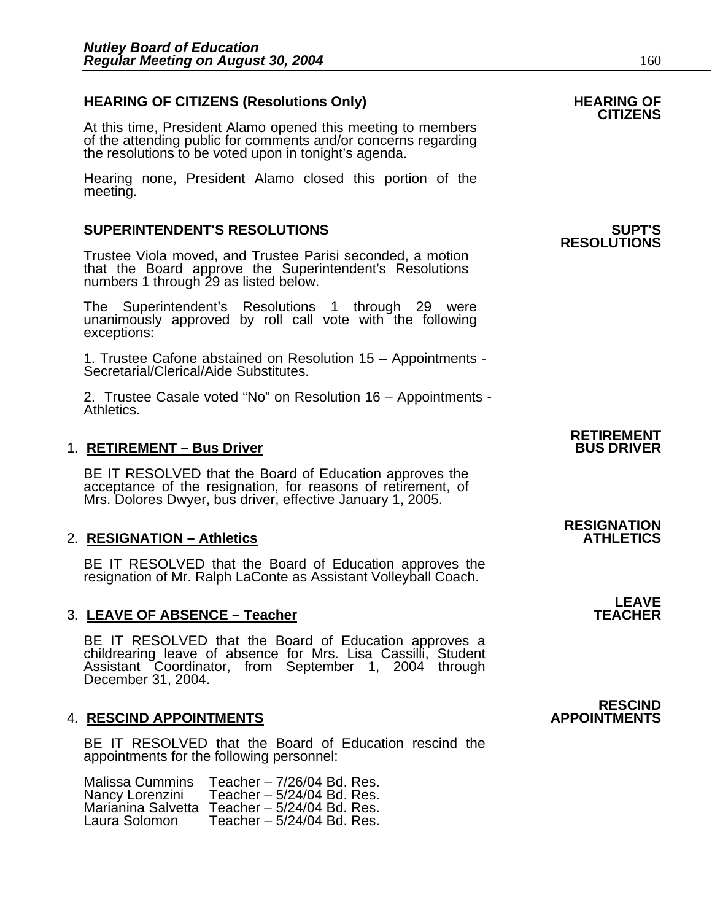## HEARING OF CITIZENS (Resolutions Only)

**HEARING OF CITIZENS**

At this time, President Alamo opened this meeting to members of the attending public for comments and/or concerns regarding the resolutions to be voted upon in tonight's agenda.

Hearing none, President Alamo closed this portion of the meeting.

## SUPERINTENDENT'S RESOLUTIONS

**SUPT'S RESOLUTIONS**

Trustee Viola moved, and Trustee Parisi seconded, a motion that the Board approve the Superintendent's Resolutions numbers 1 through 29 as listed below.

The Superintendent's Resolutions 1 through 29 were unanimously approved by roll call vote with the following exceptions:

1. Trustee Cafone abstained on Resolution 15 – Appointments - Secretarial/Clerical/Aide Substitutes.

2. Trustee Casale voted "No" on Resolution 16 – Appointments - Athletics.

### 1. RETIREMENT – Bus Driver

**RETIREMENT BUS DRIVER**

BE IT RESOLVED that the Board of Education approves the acceptance of the resignation, for reasons of retirement, of Mrs. Dolores Dwyer, bus driver, effective January 1, 2005.

### 2. RESIGNATION – Athletics

**RESIGNATION ATHLETICS**

BE IT RESOLVED that the Board of Education approves the resignation of Mr. Ralph LaConte as Assistant Volleyball Coach.

### 3. LEAVE OF ABSENCE – Teacher

**LEAVE TEACHER**

BE IT RESOLVED that the Board of Education approves a childrearing leave of absence for Mrs. Lisa Cassilli, Student Assistant Coordinator, from September 1, 2004 through December 31, 2004.

### 4. RESCIND APPOINTMENTS

**RESCIND APPOINTMENTS**

BE IT RESOLVED that the Board of Education rescind the appointments for the following personnel:

| | |
|---|---|
| Malissa Cummins | Teacher – 7/26/04 Bd. Res. |
| Nancy Lorenzini | Teacher – 5/24/04 Bd. Res. |
| Marianina Salvetta | Teacher – 5/24/04 Bd. Res. |
| Laura Solomon | Teacher – 5/24/04 Bd. Res. |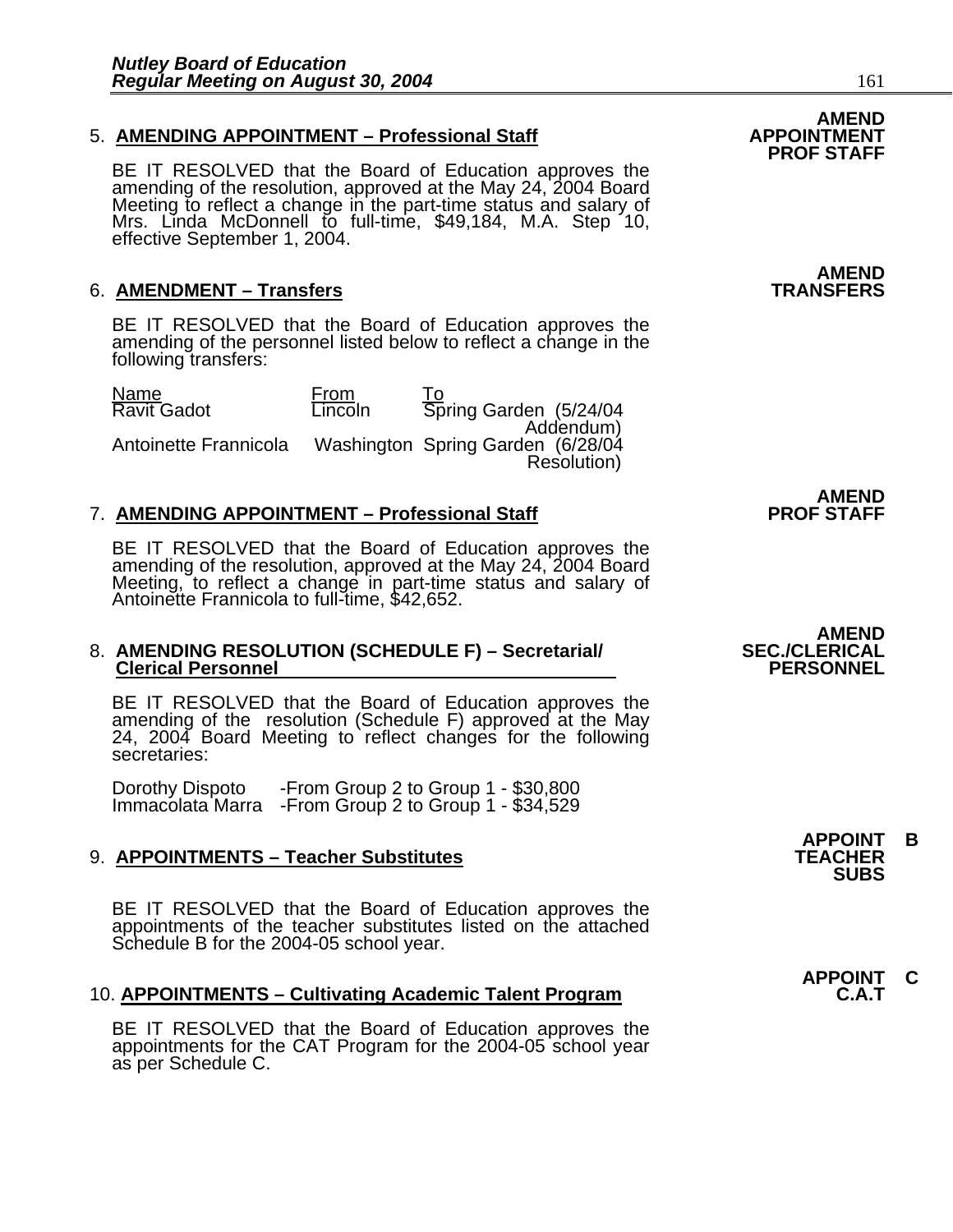5. **AMENDING APPOINTMENT – Professional Staff** **AMEND APPOINTMENT PROF STAFF**

BE IT RESOLVED that the Board of Education approves the amending of the resolution, approved at the May 24, 2004 Board Meeting to reflect a change in the part-time status and salary of Mrs. Linda McDonnell to full-time, $49,184, M.A. Step 10, effective September 1, 2004.

6. **AMENDMENT – Transfers** **AMEND TRANSFERS**

BE IT RESOLVED that the Board of Education approves the amending of the personnel listed below to reflect a change in the following transfers:

| Name | From | To |
|---|---|---|
| Ravit Gadot | Lincoln | Spring Garden (5/24/04 Addendum) |
| Antoinette Frannicola | Washington | Spring Garden (6/28/04 Resolution) |

7. **AMENDING APPOINTMENT – Professional Staff** **AMEND PROF STAFF**

BE IT RESOLVED that the Board of Education approves the amending of the resolution, approved at the May 24, 2004 Board Meeting, to reflect a change in part-time status and salary of Antoinette Frannicola to full-time, $42,652.

8. **AMENDING RESOLUTION (SCHEDULE F) – Secretarial/ Clerical Personnel** **AMEND SEC./CLERICAL PERSONNEL**

BE IT RESOLVED that the Board of Education approves the amending of the resolution (Schedule F) approved at the May 24, 2004 Board Meeting to reflect changes for the following secretaries:

Dorothy Dispoto -From Group 2 to Group 1 - $30,800
Immacolata Marra -From Group 2 to Group 1 - $34,529

9. **APPOINTMENTS – Teacher Substitutes** **APPOINT B TEACHER SUBS**

BE IT RESOLVED that the Board of Education approves the appointments of the teacher substitutes listed on the attached Schedule B for the 2004-05 school year.

10. **APPOINTMENTS – Cultivating Academic Talent Program** **APPOINT C C.A.T**

BE IT RESOLVED that the Board of Education approves the appointments for the CAT Program for the 2004-05 school year as per Schedule C.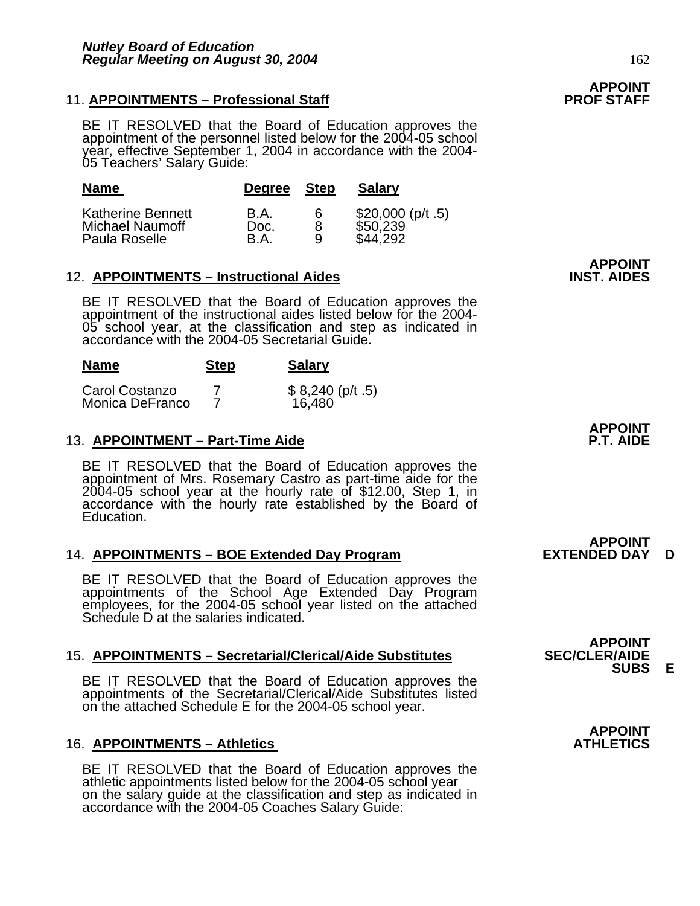**APPOINT PROF STAFF**

11. **APPOINTMENTS – Professional Staff**

BE IT RESOLVED that the Board of Education approves the appointment of the personnel listed below for the 2004-05 school year, effective September 1, 2004 in accordance with the 2004-05 Teachers' Salary Guide:

| Name | Degree | Step | Salary |
|---|---|---|---|
| Katherine Bennett | B.A. | 6 | $20,000 (p/t .5) |
| Michael Naumoff | Doc. | 8 | $50,239 |
| Paula Roselle | B.A. | 9 | $44,292 |

**APPOINT INST. AIDES**

12. **APPOINTMENTS – Instructional Aides**

BE IT RESOLVED that the Board of Education approves the appointment of the instructional aides listed below for the 2004-05 school year, at the classification and step as indicated in accordance with the 2004-05 Secretarial Guide.

| Name | Step | Salary |
|---|---|---|
| Carol Costanzo | 7 | $ 8,240 (p/t .5) |
| Monica DeFranco | 7 | 16,480 |

**APPOINT P.T. AIDE**

13. **APPOINTMENT – Part-Time Aide**

BE IT RESOLVED that the Board of Education approves the appointment of Mrs. Rosemary Castro as part-time aide for the 2004-05 school year at the hourly rate of $12.00, Step 1, in accordance with the hourly rate established by the Board of Education.

**APPOINT EXTENDED DAY D**

14. **APPOINTMENTS – BOE Extended Day Program**

BE IT RESOLVED that the Board of Education approves the appointments of the School Age Extended Day Program employees, for the 2004-05 school year listed on the attached Schedule D at the salaries indicated.

**APPOINT SEC/CLER/AIDE SUBS E**

15. **APPOINTMENTS – Secretarial/Clerical/Aide Substitutes**

BE IT RESOLVED that the Board of Education approves the appointments of the Secretarial/Clerical/Aide Substitutes listed on the attached Schedule E for the 2004-05 school year.

**APPOINT ATHLETICS**

16. **APPOINTMENTS – Athletics**

BE IT RESOLVED that the Board of Education approves the athletic appointments listed below for the 2004-05 school year on the salary guide at the classification and step as indicated in accordance with the 2004-05 Coaches Salary Guide: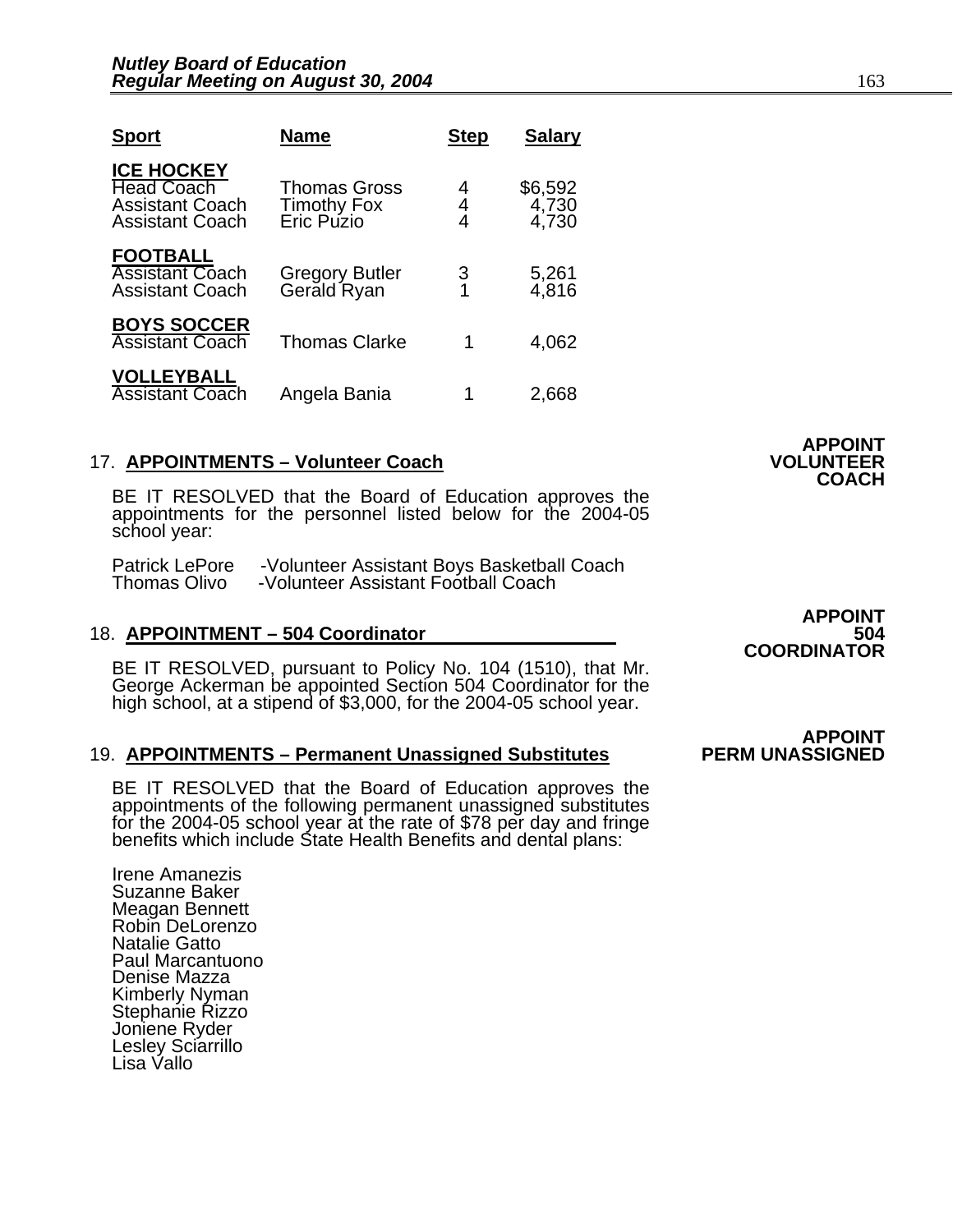| Sport | Name | Step | Salary |
|---|---|---|---|
| **ICE HOCKEY** | | | |
| Head Coach | Thomas Gross | 4 | $6,592 |
| Assistant Coach | Timothy Fox | 4 | 4,730 |
| Assistant Coach | Eric Puzio | 4 | 4,730 |
| **FOOTBALL** | | | |
| Assistant Coach | Gregory Butler | 3 | 5,261 |
| Assistant Coach | Gerald Ryan | 1 | 4,816 |
| **BOYS SOCCER** | | | |
| Assistant Coach | Thomas Clarke | 1 | 4,062 |
| **VOLLEYBALL** | | | |
| Assistant Coach | Angela Bania | 1 | 2,668 |

**APPOINT VOLUNTEER COACH**

17. **APPOINTMENTS – Volunteer Coach**

BE IT RESOLVED that the Board of Education approves the appointments for the personnel listed below for the 2004-05 school year:

Patrick LePore -Volunteer Assistant Boys Basketball Coach
Thomas Olivo -Volunteer Assistant Football Coach

**APPOINT 504 COORDINATOR**

18. **APPOINTMENT – 504 Coordinator**

BE IT RESOLVED, pursuant to Policy No. 104 (1510), that Mr. George Ackerman be appointed Section 504 Coordinator for the high school, at a stipend of $3,000, for the 2004-05 school year.

**APPOINT PERM UNASSIGNED**

19. **APPOINTMENTS – Permanent Unassigned Substitutes**

BE IT RESOLVED that the Board of Education approves the appointments of the following permanent unassigned substitutes for the 2004-05 school year at the rate of $78 per day and fringe benefits which include State Health Benefits and dental plans:

Irene Amanezis
Suzanne Baker
Meagan Bennett
Robin DeLorenzo
Natalie Gatto
Paul Marcantuono
Denise Mazza
Kimberly Nyman
Stephanie Rizzo
Joniene Ryder
Lesley Sciarrillo
Lisa Vallo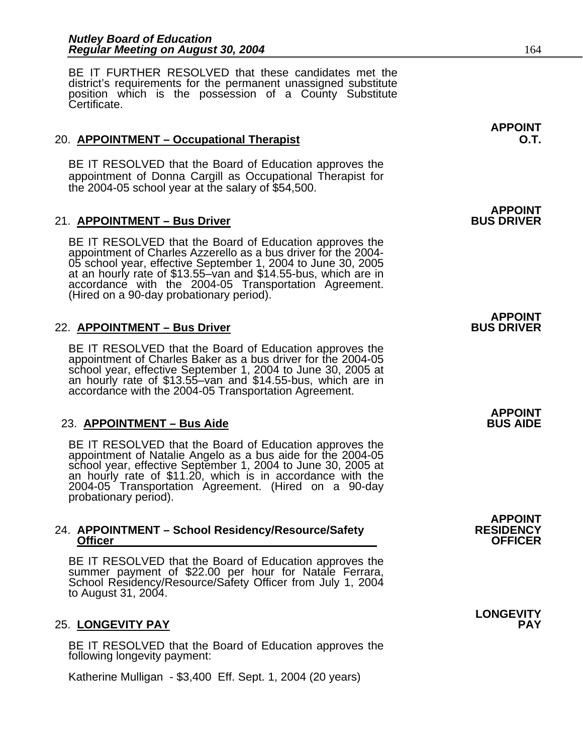BE IT FURTHER RESOLVED that these candidates met the district's requirements for the permanent unassigned substitute position which is the possession of a County Substitute Certificate.

**APPOINT O.T.**

20. **APPOINTMENT – Occupational Therapist**

BE IT RESOLVED that the Board of Education approves the appointment of Donna Cargill as Occupational Therapist for the 2004-05 school year at the salary of $54,500.

**APPOINT BUS DRIVER**

21. **APPOINTMENT – Bus Driver**

BE IT RESOLVED that the Board of Education approves the appointment of Charles Azzerello as a bus driver for the 2004-05 school year, effective September 1, 2004 to June 30, 2005 at an hourly rate of $13.55–van and $14.55-bus, which are in accordance with the 2004-05 Transportation Agreement. (Hired on a 90-day probationary period).

**APPOINT BUS DRIVER**

22. **APPOINTMENT – Bus Driver**

BE IT RESOLVED that the Board of Education approves the appointment of Charles Baker as a bus driver for the 2004-05 school year, effective September 1, 2004 to June 30, 2005 at an hourly rate of $13.55–van and $14.55-bus, which are in accordance with the 2004-05 Transportation Agreement.

**APPOINT BUS AIDE**

23. **APPOINTMENT – Bus Aide**

BE IT RESOLVED that the Board of Education approves the appointment of Natalie Angelo as a bus aide for the 2004-05 school year, effective September 1, 2004 to June 30, 2005 at an hourly rate of $11.20, which is in accordance with the 2004-05 Transportation Agreement. (Hired on a 90-day probationary period).

**APPOINT RESIDENCY OFFICER**

24. **APPOINTMENT – School Residency/Resource/Safety Officer**

BE IT RESOLVED that the Board of Education approves the summer payment of $22.00 per hour for Natale Ferrara, School Residency/Resource/Safety Officer from July 1, 2004 to August 31, 2004.

**LONGEVITY PAY**

25. **LONGEVITY PAY**

BE IT RESOLVED that the Board of Education approves the following longevity payment:

Katherine Mulligan - $3,400 Eff. Sept. 1, 2004 (20 years)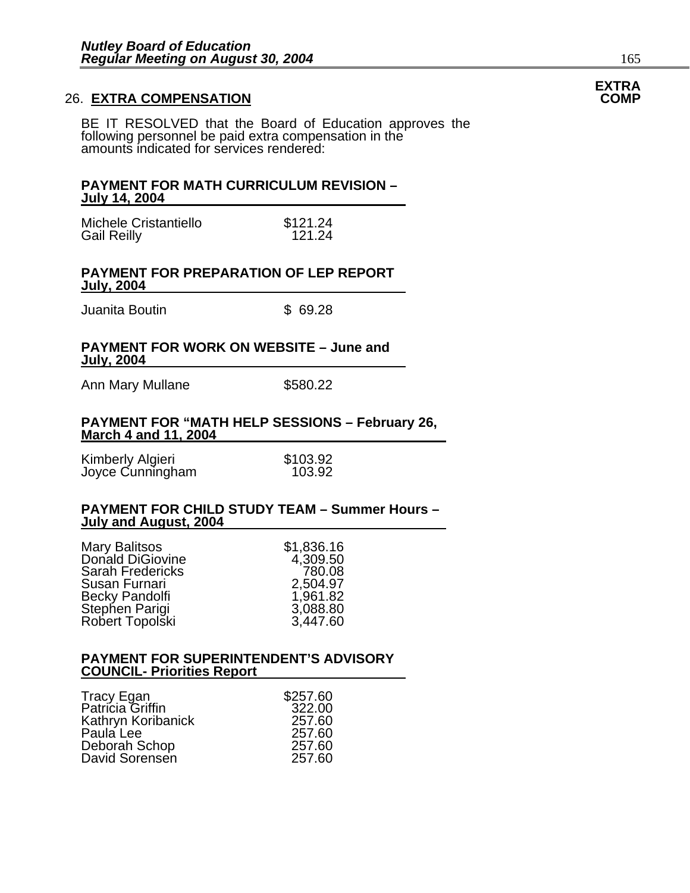## 26. EXTRA COMPENSATION

**EXTRA COMP**

BE IT RESOLVED that the Board of Education approves the following personnel be paid extra compensation in the amounts indicated for services rendered:

**PAYMENT FOR MATH CURRICULUM REVISION – July 14, 2004**

| | |
|---|---|
| Michele Cristantiello | $121.24 |
| Gail Reilly | 121.24 |

**PAYMENT FOR PREPARATION OF LEP REPORT July, 2004**

| | |
|---|---|
| Juanita Boutin | $ 69.28 |

**PAYMENT FOR WORK ON WEBSITE – June and July, 2004**

| | |
|---|---|
| Ann Mary Mullane | $580.22 |

**PAYMENT FOR "MATH HELP SESSIONS – February 26, March 4 and 11, 2004**

| | |
|---|---|
| Kimberly Algieri | $103.92 |
| Joyce Cunningham | 103.92 |

**PAYMENT FOR CHILD STUDY TEAM – Summer Hours – July and August, 2004**

| | |
|---|---|
| Mary Balitsos | $1,836.16 |
| Donald DiGiovine | 4,309.50 |
| Sarah Fredericks | 780.08 |
| Susan Furnari | 2,504.97 |
| Becky Pandolfi | 1,961.82 |
| Stephen Parigi | 3,088.80 |
| Robert Topolski | 3,447.60 |

**PAYMENT FOR SUPERINTENDENT'S ADVISORY COUNCIL- Priorities Report**

| | |
|---|---|
| Tracy Egan | $257.60 |
| Patricia Griffin | 322.00 |
| Kathryn Koribanick | 257.60 |
| Paula Lee | 257.60 |
| Deborah Schop | 257.60 |
| David Sorensen | 257.60 |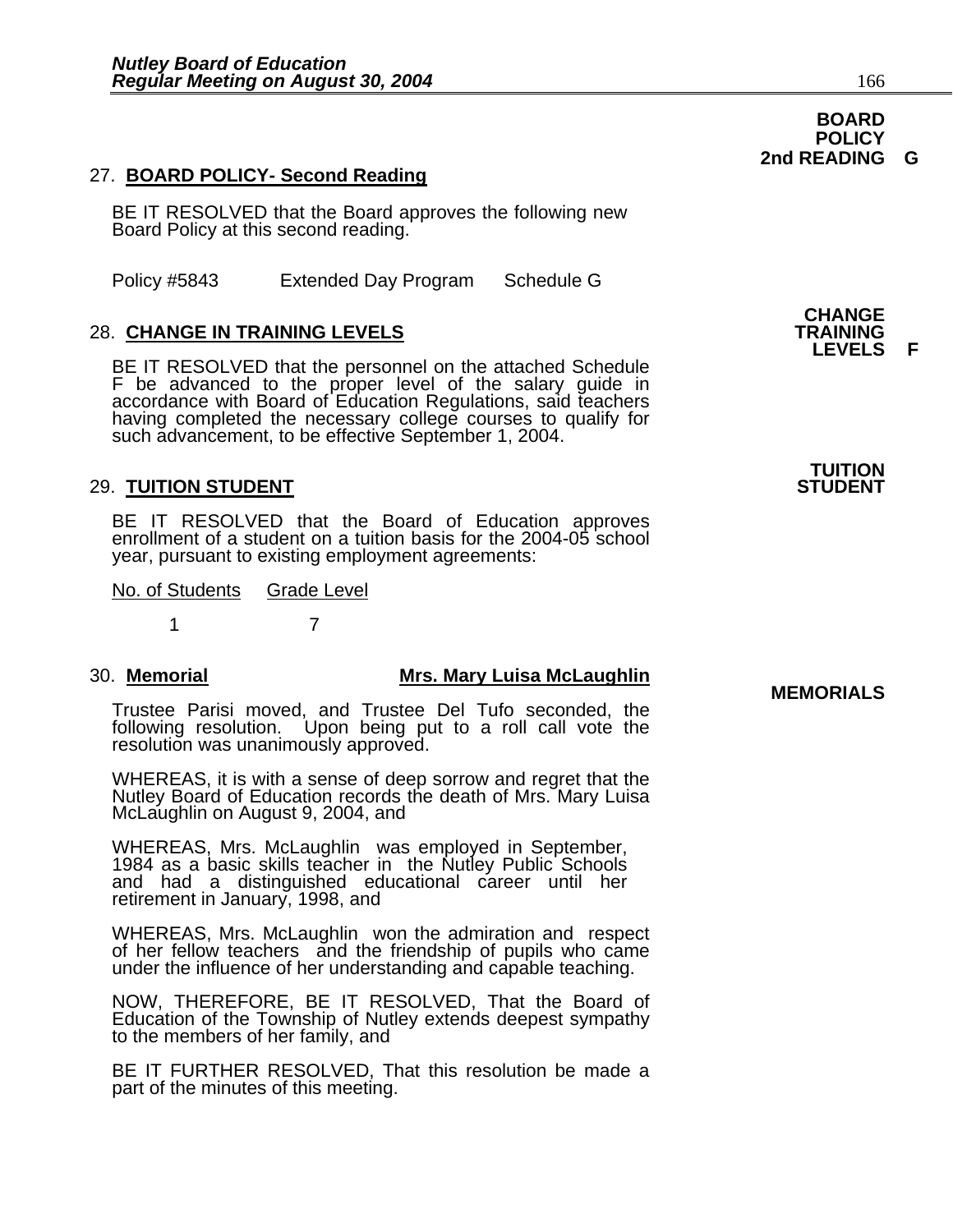**BOARD POLICY 2nd READING G**

27. **BOARD POLICY- Second Reading**

BE IT RESOLVED that the Board approves the following new Board Policy at this second reading.

Policy #5843 Extended Day Program Schedule G

**CHANGE TRAINING LEVELS F**

28. **CHANGE IN TRAINING LEVELS**

BE IT RESOLVED that the personnel on the attached Schedule F be advanced to the proper level of the salary guide in accordance with Board of Education Regulations, said teachers having completed the necessary college courses to qualify for such advancement, to be effective September 1, 2004.

**TUITION STUDENT**

29. **TUITION STUDENT**

BE IT RESOLVED that the Board of Education approves enrollment of a student on a tuition basis for the 2004-05 school year, pursuant to existing employment agreements:

| No. of Students | Grade Level |
|---|---|
| 1 | 7 |

**MEMORIALS**

30. **Memorial** **Mrs. Mary Luisa McLaughlin**

Trustee Parisi moved, and Trustee Del Tufo seconded, the following resolution. Upon being put to a roll call vote the resolution was unanimously approved.

WHEREAS, it is with a sense of deep sorrow and regret that the Nutley Board of Education records the death of Mrs. Mary Luisa McLaughlin on August 9, 2004, and

WHEREAS, Mrs. McLaughlin was employed in September, 1984 as a basic skills teacher in the Nutley Public Schools and had a distinguished educational career until her retirement in January, 1998, and

WHEREAS, Mrs. McLaughlin won the admiration and respect of her fellow teachers and the friendship of pupils who came under the influence of her understanding and capable teaching.

NOW, THEREFORE, BE IT RESOLVED, That the Board of Education of the Township of Nutley extends deepest sympathy to the members of her family, and

BE IT FURTHER RESOLVED, That this resolution be made a part of the minutes of this meeting.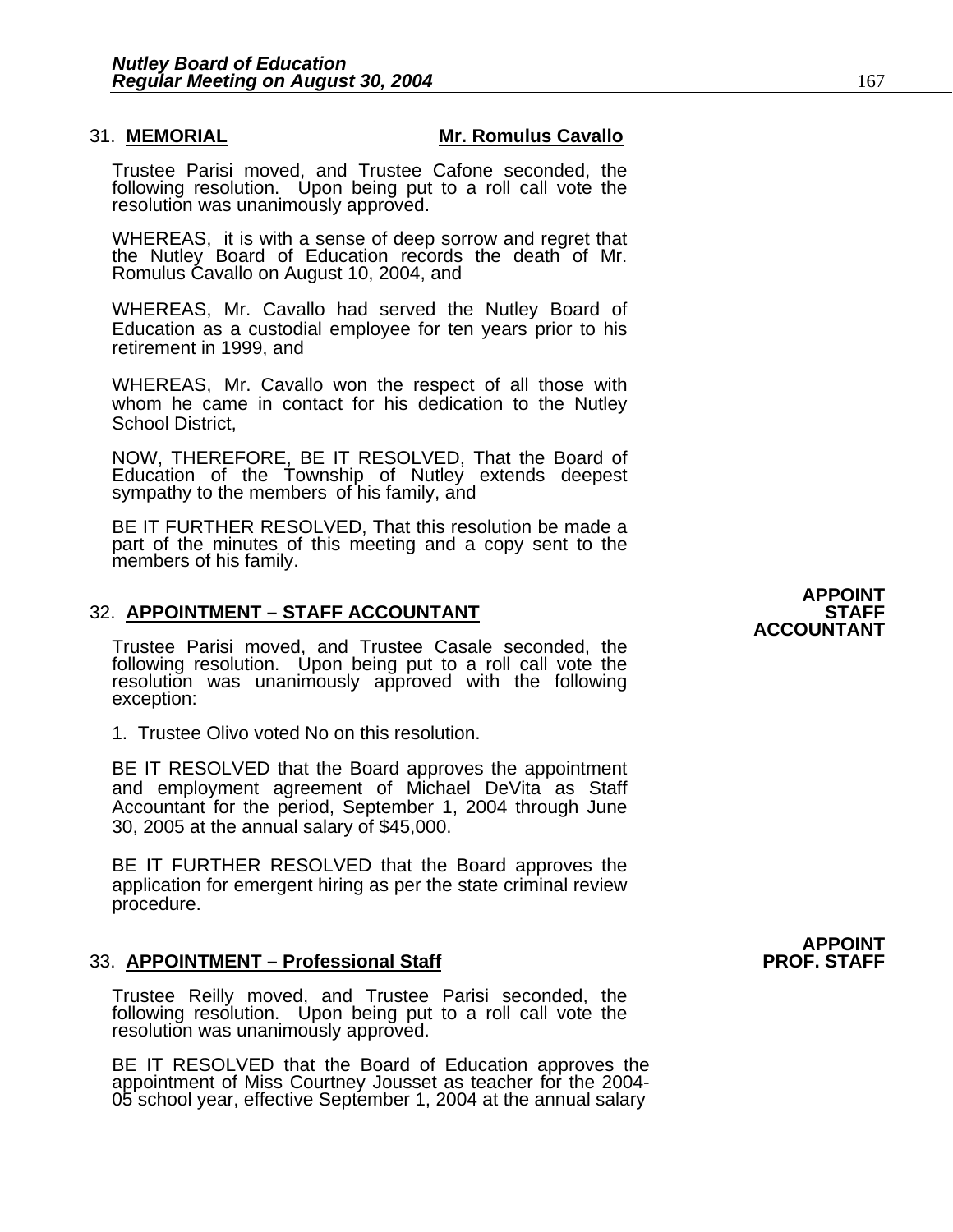31. **MEMORIAL** **Mr. Romulus Cavallo**

Trustee Parisi moved, and Trustee Cafone seconded, the following resolution. Upon being put to a roll call vote the resolution was unanimously approved.

WHEREAS, it is with a sense of deep sorrow and regret that the Nutley Board of Education records the death of Mr. Romulus Cavallo on August 10, 2004, and

WHEREAS, Mr. Cavallo had served the Nutley Board of Education as a custodial employee for ten years prior to his retirement in 1999, and

WHEREAS, Mr. Cavallo won the respect of all those with whom he came in contact for his dedication to the Nutley School District,

NOW, THEREFORE, BE IT RESOLVED, That the Board of Education of the Township of Nutley extends deepest sympathy to the members of his family, and

BE IT FURTHER RESOLVED, That this resolution be made a part of the minutes of this meeting and a copy sent to the members of his family.

32. **APPOINTMENT – STAFF ACCOUNTANT**

**APPOINT STAFF ACCOUNTANT**

Trustee Parisi moved, and Trustee Casale seconded, the following resolution. Upon being put to a roll call vote the resolution was unanimously approved with the following exception:

1. Trustee Olivo voted No on this resolution.

BE IT RESOLVED that the Board approves the appointment and employment agreement of Michael DeVita as Staff Accountant for the period, September 1, 2004 through June 30, 2005 at the annual salary of $45,000.

BE IT FURTHER RESOLVED that the Board approves the application for emergent hiring as per the state criminal review procedure.

33. **APPOINTMENT – Professional Staff**

**APPOINT PROF. STAFF**

Trustee Reilly moved, and Trustee Parisi seconded, the following resolution. Upon being put to a roll call vote the resolution was unanimously approved.

BE IT RESOLVED that the Board of Education approves the appointment of Miss Courtney Jousset as teacher for the 2004-05 school year, effective September 1, 2004 at the annual salary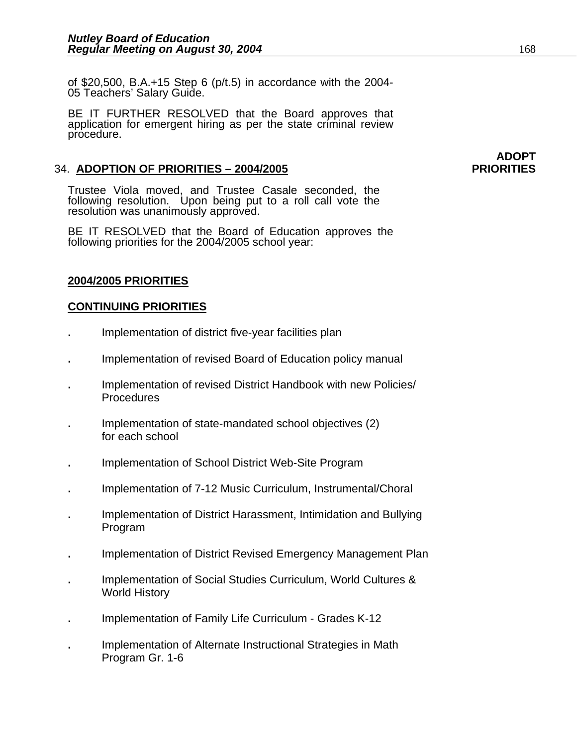of $20,500, B.A.+15 Step 6 (p/t.5) in accordance with the 2004-05 Teachers' Salary Guide.

BE IT FURTHER RESOLVED that the Board approves that application for emergent hiring as per the state criminal review procedure.

**ADOPT PRIORITIES**

34. **ADOPTION OF PRIORITIES – 2004/2005**

Trustee Viola moved, and Trustee Casale seconded, the following resolution. Upon being put to a roll call vote the resolution was unanimously approved.

BE IT RESOLVED that the Board of Education approves the following priorities for the 2004/2005 school year:

**2004/2005 PRIORITIES**

**CONTINUING PRIORITIES**

- Implementation of district five-year facilities plan
- Implementation of revised Board of Education policy manual
- Implementation of revised District Handbook with new Policies/ Procedures
- Implementation of state-mandated school objectives (2) for each school
- Implementation of School District Web-Site Program
- Implementation of 7-12 Music Curriculum, Instrumental/Choral
- Implementation of District Harassment, Intimidation and Bullying Program
- Implementation of District Revised Emergency Management Plan
- Implementation of Social Studies Curriculum, World Cultures & World History
- Implementation of Family Life Curriculum - Grades K-12
- Implementation of Alternate Instructional Strategies in Math Program Gr. 1-6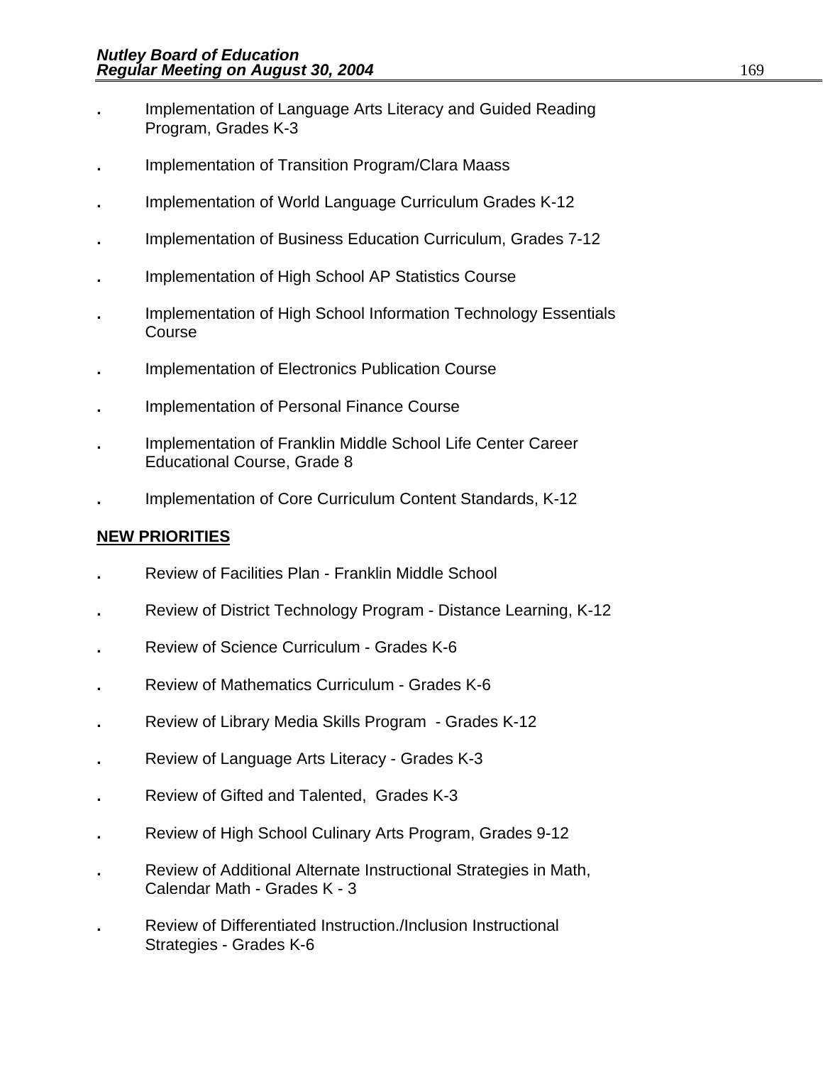- Implementation of Language Arts Literacy and Guided Reading Program, Grades K-3

- Implementation of Transition Program/Clara Maass

- Implementation of World Language Curriculum Grades K-12

- Implementation of Business Education Curriculum, Grades 7-12

- Implementation of High School AP Statistics Course

- Implementation of High School Information Technology Essentials Course

- Implementation of Electronics Publication Course

- Implementation of Personal Finance Course

- Implementation of Franklin Middle School Life Center Career Educational Course, Grade 8

- Implementation of Core Curriculum Content Standards, K-12

**NEW PRIORITIES**

- Review of Facilities Plan - Franklin Middle School

- Review of District Technology Program - Distance Learning, K-12

- Review of Science Curriculum - Grades K-6

- Review of Mathematics Curriculum - Grades K-6

- Review of Library Media Skills Program - Grades K-12

- Review of Language Arts Literacy - Grades K-3

- Review of Gifted and Talented, Grades K-3

- Review of High School Culinary Arts Program, Grades 9-12

- Review of Additional Alternate Instructional Strategies in Math, Calendar Math - Grades K - 3

- Review of Differentiated Instruction./Inclusion Instructional Strategies - Grades K-6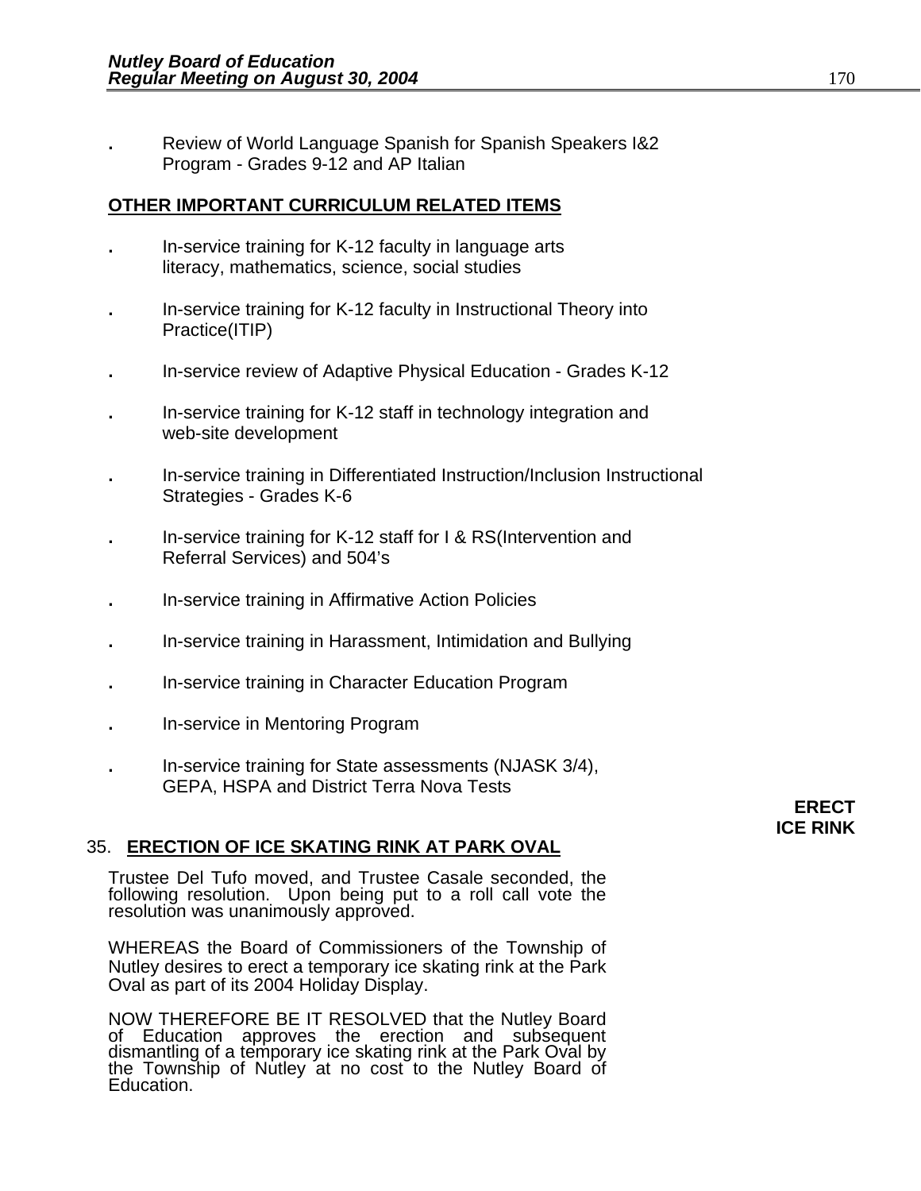- Review of World Language Spanish for Spanish Speakers I&2 Program - Grades 9-12 and AP Italian

**OTHER IMPORTANT CURRICULUM RELATED ITEMS**

- In-service training for K-12 faculty in language arts literacy, mathematics, science, social studies
- In-service training for K-12 faculty in Instructional Theory into Practice(ITIP)
- In-service review of Adaptive Physical Education - Grades K-12
- In-service training for K-12 staff in technology integration and web-site development
- In-service training in Differentiated Instruction/Inclusion Instructional Strategies - Grades K-6
- In-service training for K-12 staff for I & RS(Intervention and Referral Services) and 504's
- In-service training in Affirmative Action Policies
- In-service training in Harassment, Intimidation and Bullying
- In-service training in Character Education Program
- In-service in Mentoring Program
- In-service training for State assessments (NJASK 3/4), GEPA, HSPA and District Terra Nova Tests

**ERECT ICE RINK**

35. **ERECTION OF ICE SKATING RINK AT PARK OVAL**

Trustee Del Tufo moved, and Trustee Casale seconded, the following resolution. Upon being put to a roll call vote the resolution was unanimously approved.

WHEREAS the Board of Commissioners of the Township of Nutley desires to erect a temporary ice skating rink at the Park Oval as part of its 2004 Holiday Display.

NOW THEREFORE BE IT RESOLVED that the Nutley Board of Education approves the erection and subsequent dismantling of a temporary ice skating rink at the Park Oval by the Township of Nutley at no cost to the Nutley Board of Education.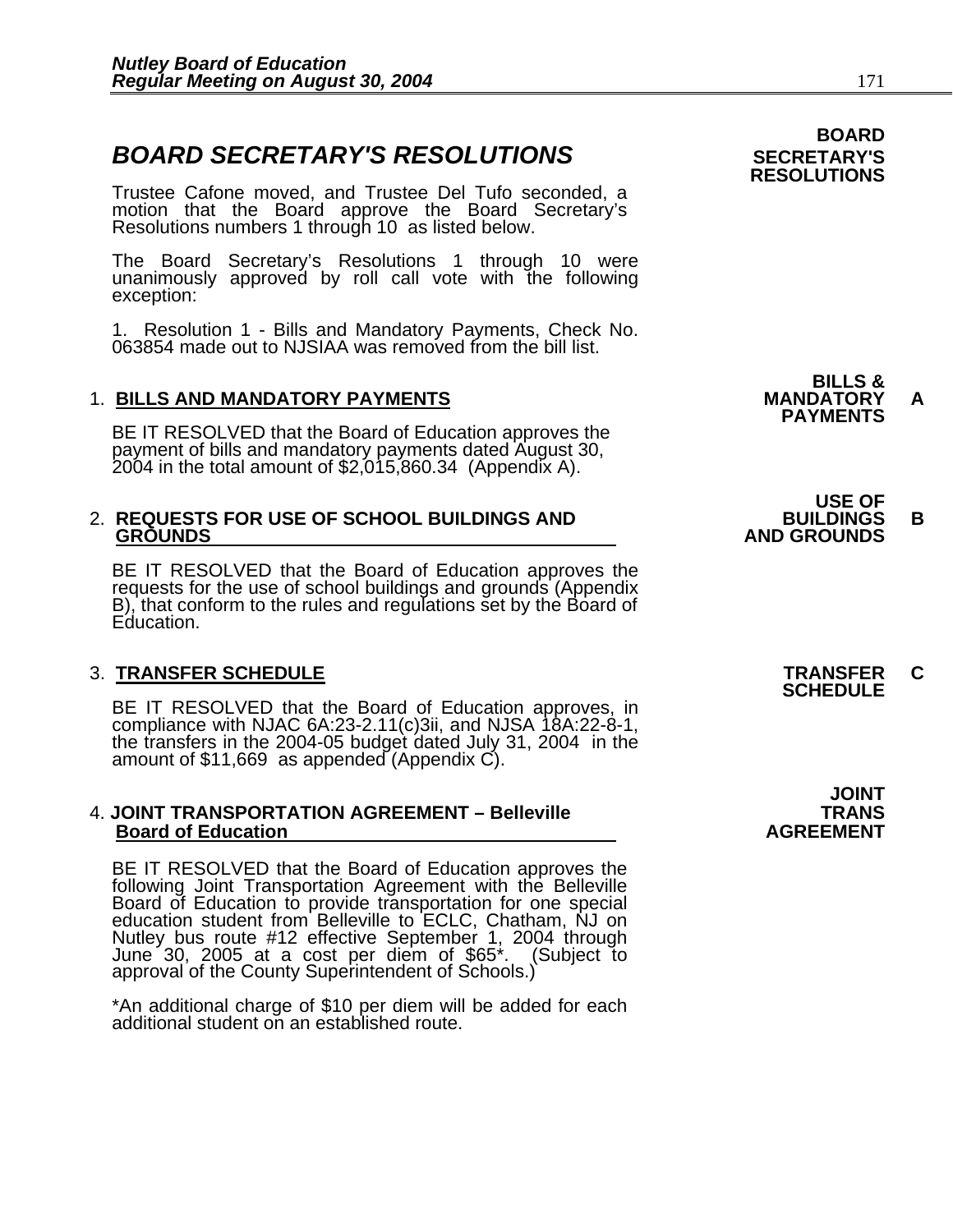# BOARD SECRETARY'S RESOLUTIONS

**BOARD SECRETARY'S RESOLUTIONS**

Trustee Cafone moved, and Trustee Del Tufo seconded, a motion that the Board approve the Board Secretary's Resolutions numbers 1 through 10 as listed below.

The Board Secretary's Resolutions 1 through 10 were unanimously approved by roll call vote with the following exception:

1. Resolution 1 - Bills and Mandatory Payments, Check No. 063854 made out to NJSIAA was removed from the bill list.

## 1. BILLS AND MANDATORY PAYMENTS

**BILLS & MANDATORY PAYMENTS A**

BE IT RESOLVED that the Board of Education approves the payment of bills and mandatory payments dated August 30, 2004 in the total amount of $2,015,860.34 (Appendix A).

## 2. REQUESTS FOR USE OF SCHOOL BUILDINGS AND GROUNDS

**USE OF BUILDINGS AND GROUNDS B**

BE IT RESOLVED that the Board of Education approves the requests for the use of school buildings and grounds (Appendix B), that conform to the rules and regulations set by the Board of Education.

## 3. TRANSFER SCHEDULE

**TRANSFER SCHEDULE C**

BE IT RESOLVED that the Board of Education approves, in compliance with NJAC 6A:23-2.11(c)3ii, and NJSA 18A:22-8-1, the transfers in the 2004-05 budget dated July 31, 2004 in the amount of $11,669 as appended (Appendix C).

## 4. JOINT TRANSPORTATION AGREEMENT – Belleville Board of Education

**JOINT TRANS AGREEMENT**

BE IT RESOLVED that the Board of Education approves the following Joint Transportation Agreement with the Belleville Board of Education to provide transportation for one special education student from Belleville to ECLC, Chatham, NJ on Nutley bus route #12 effective September 1, 2004 through June 30, 2005 at a cost per diem of $65*. (Subject to approval of the County Superintendent of Schools.)

*An additional charge of $10 per diem will be added for each additional student on an established route.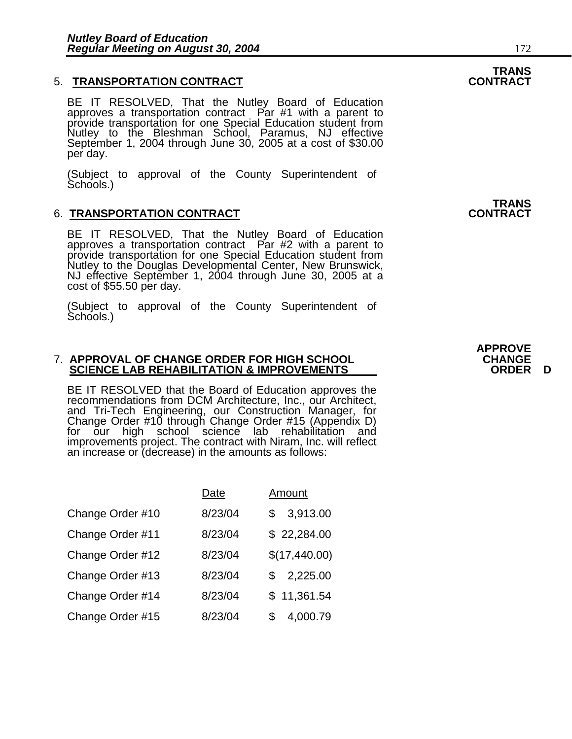**TRANS CONTRACT**

5. **TRANSPORTATION CONTRACT**

BE IT RESOLVED, That the Nutley Board of Education approves a transportation contract Par #1 with a parent to provide transportation for one Special Education student from Nutley to the Bleshman School, Paramus, NJ effective September 1, 2004 through June 30, 2005 at a cost of $30.00 per day.

(Subject to approval of the County Superintendent of Schools.)

**TRANS CONTRACT**

6. **TRANSPORTATION CONTRACT**

BE IT RESOLVED, That the Nutley Board of Education approves a transportation contract Par #2 with a parent to provide transportation for one Special Education student from Nutley to the Douglas Developmental Center, New Brunswick, NJ effective September 1, 2004 through June 30, 2005 at a cost of $55.50 per day.

(Subject to approval of the County Superintendent of Schools.)

**APPROVE CHANGE ORDER D**

7. **APPROVAL OF CHANGE ORDER FOR HIGH SCHOOL SCIENCE LAB REHABILITATION & IMPROVEMENTS**

BE IT RESOLVED that the Board of Education approves the recommendations from DCM Architecture, Inc., our Architect, and Tri-Tech Engineering, our Construction Manager, for Change Order #10 through Change Order #15 (Appendix D) for our high school science lab rehabilitation and improvements project. The contract with Niram, Inc. will reflect an increase or (decrease) in the amounts as follows:

| | Date | Amount |
|---|---|---|
| Change Order #10 | 8/23/04 | $ 3,913.00 |
| Change Order #11 | 8/23/04 | $ 22,284.00 |
| Change Order #12 | 8/23/04 | $(17,440.00) |
| Change Order #13 | 8/23/04 | $ 2,225.00 |
| Change Order #14 | 8/23/04 | $ 11,361.54 |
| Change Order #15 | 8/23/04 | $ 4,000.79 |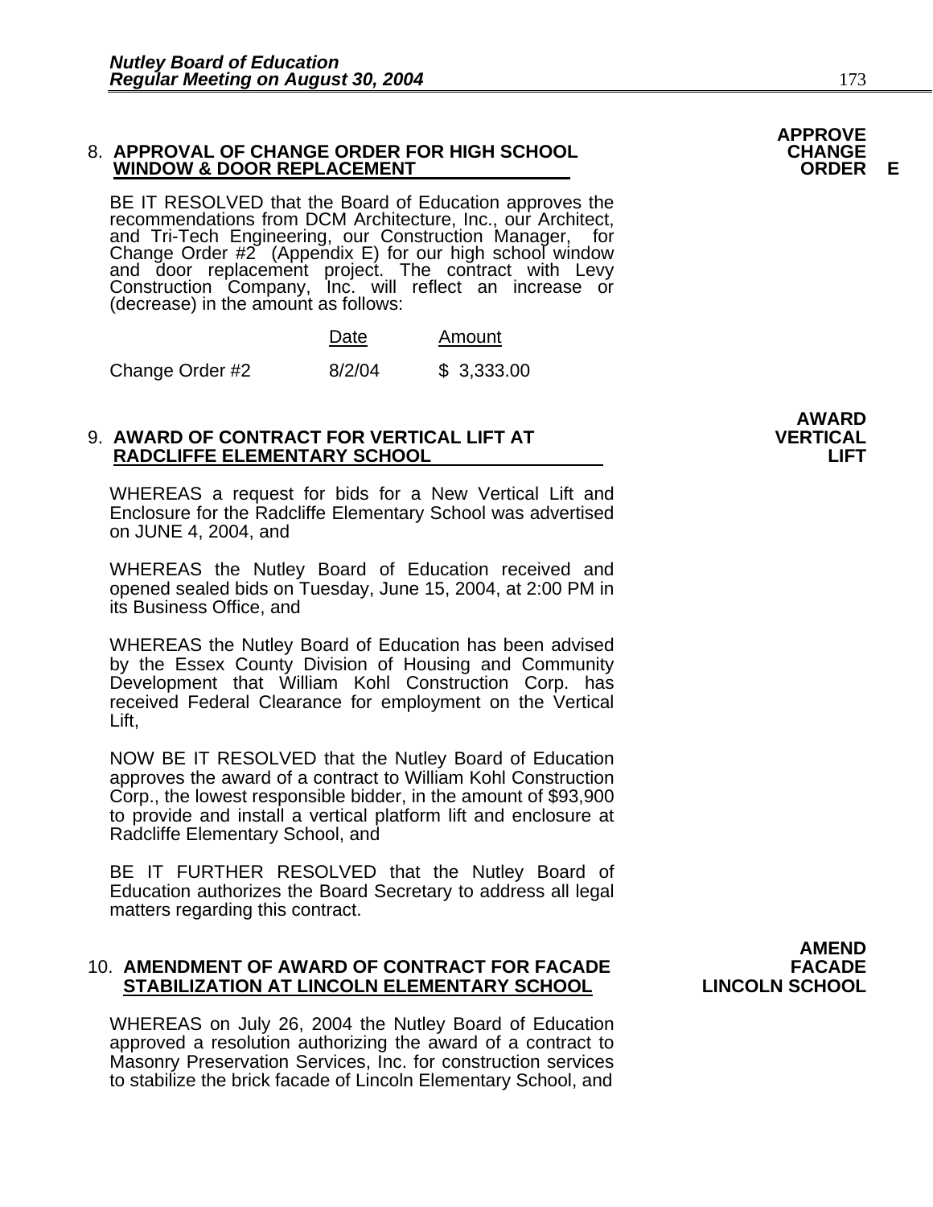**APPROVE CHANGE ORDER E**

### 8. APPROVAL OF CHANGE ORDER FOR HIGH SCHOOL WINDOW & DOOR REPLACEMENT

BE IT RESOLVED that the Board of Education approves the recommendations from DCM Architecture, Inc., our Architect, and Tri-Tech Engineering, our Construction Manager, for Change Order #2 (Appendix E) for our high school window and door replacement project. The contract with Levy Construction Company, Inc. will reflect an increase or (decrease) in the amount as follows:

| | Date | Amount |
|---|---|---|
| Change Order #2 | 8/2/04 | $ 3,333.00 |

**AWARD VERTICAL LIFT**

### 9. AWARD OF CONTRACT FOR VERTICAL LIFT AT RADCLIFFE ELEMENTARY SCHOOL

WHEREAS a request for bids for a New Vertical Lift and Enclosure for the Radcliffe Elementary School was advertised on JUNE 4, 2004, and

WHEREAS the Nutley Board of Education received and opened sealed bids on Tuesday, June 15, 2004, at 2:00 PM in its Business Office, and

WHEREAS the Nutley Board of Education has been advised by the Essex County Division of Housing and Community Development that William Kohl Construction Corp. has received Federal Clearance for employment on the Vertical Lift,

NOW BE IT RESOLVED that the Nutley Board of Education approves the award of a contract to William Kohl Construction Corp., the lowest responsible bidder, in the amount of $93,900 to provide and install a vertical platform lift and enclosure at Radcliffe Elementary School, and

BE IT FURTHER RESOLVED that the Nutley Board of Education authorizes the Board Secretary to address all legal matters regarding this contract.

**AMEND FACADE LINCOLN SCHOOL**

### 10. AMENDMENT OF AWARD OF CONTRACT FOR FACADE STABILIZATION AT LINCOLN ELEMENTARY SCHOOL

WHEREAS on July 26, 2004 the Nutley Board of Education approved a resolution authorizing the award of a contract to Masonry Preservation Services, Inc. for construction services to stabilize the brick facade of Lincoln Elementary School, and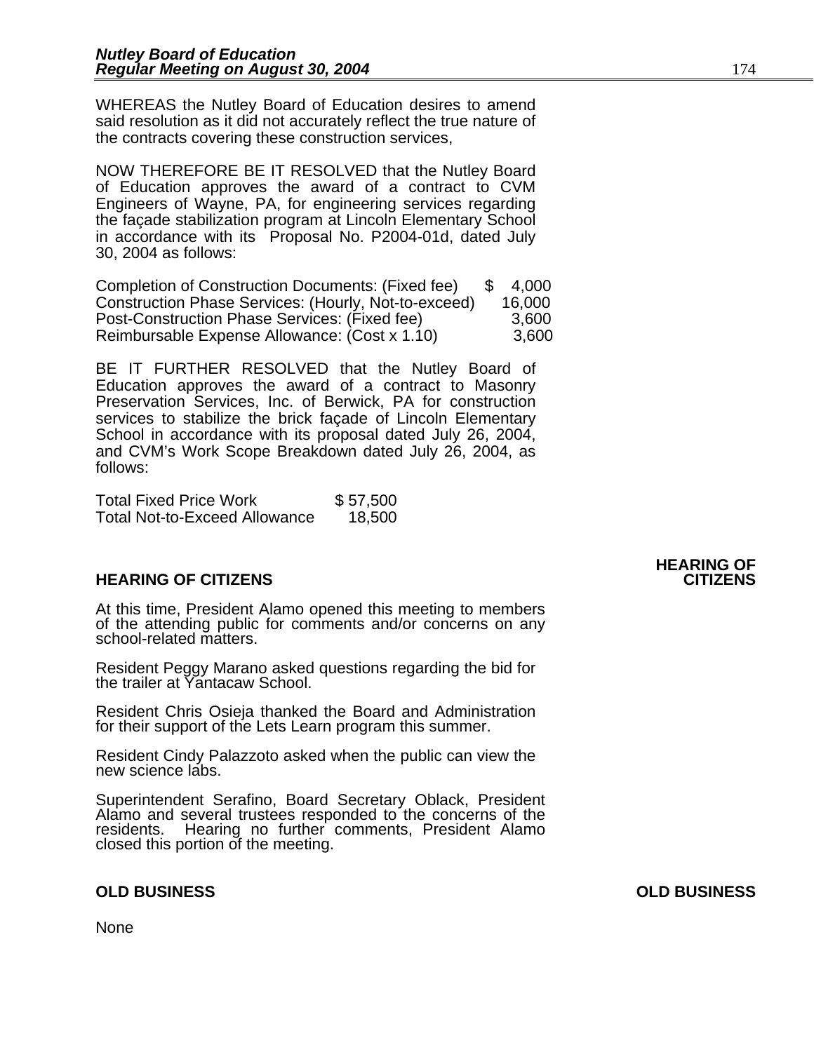WHEREAS the Nutley Board of Education desires to amend said resolution as it did not accurately reflect the true nature of the contracts covering these construction services,

NOW THEREFORE BE IT RESOLVED that the Nutley Board of Education approves the award of a contract to CVM Engineers of Wayne, PA, for engineering services regarding the façade stabilization program at Lincoln Elementary School in accordance with its Proposal No. P2004-01d, dated July 30, 2004 as follows:

| | |
|---|---|
| Completion of Construction Documents: (Fixed fee) | $ 4,000 |
| Construction Phase Services: (Hourly, Not-to-exceed) | 16,000 |
| Post-Construction Phase Services: (Fixed fee) | 3,600 |
| Reimbursable Expense Allowance: (Cost x 1.10) | 3,600 |

BE IT FURTHER RESOLVED that the Nutley Board of Education approves the award of a contract to Masonry Preservation Services, Inc. of Berwick, PA for construction services to stabilize the brick façade of Lincoln Elementary School in accordance with its proposal dated July 26, 2004, and CVM's Work Scope Breakdown dated July 26, 2004, as follows:

| | |
|---|---|
| Total Fixed Price Work | $ 57,500 |
| Total Not-to-Exceed Allowance | 18,500 |

## HEARING OF CITIZENS

At this time, President Alamo opened this meeting to members of the attending public for comments and/or concerns on any school-related matters.

Resident Peggy Marano asked questions regarding the bid for the trailer at Yantacaw School.

Resident Chris Osieja thanked the Board and Administration for their support of the Lets Learn program this summer.

Resident Cindy Palazzoto asked when the public can view the new science labs.

Superintendent Serafino, Board Secretary Oblack, President Alamo and several trustees responded to the concerns of the residents. Hearing no further comments, President Alamo closed this portion of the meeting.

## OLD BUSINESS

None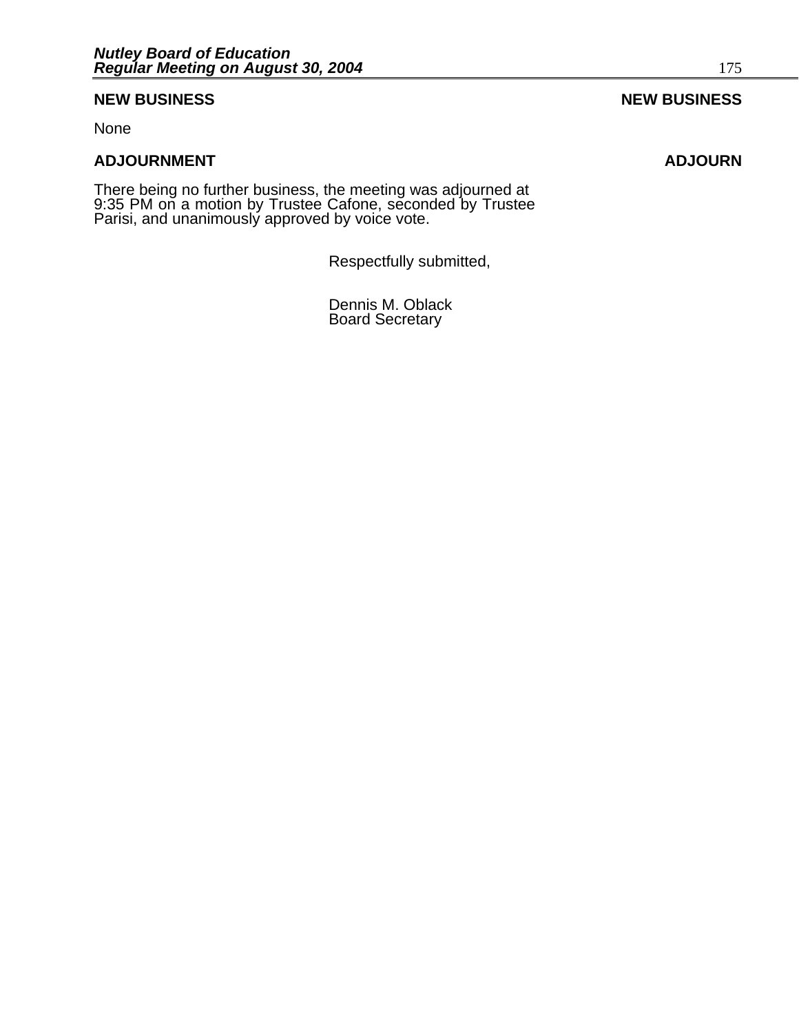## NEW BUSINESS — NEW BUSINESS

None

## ADJOURNMENT — ADJOURN

There being no further business, the meeting was adjourned at 9:35 PM on a motion by Trustee Cafone, seconded by Trustee Parisi, and unanimously approved by voice vote.

Respectfully submitted,

Dennis M. Oblack
Board Secretary